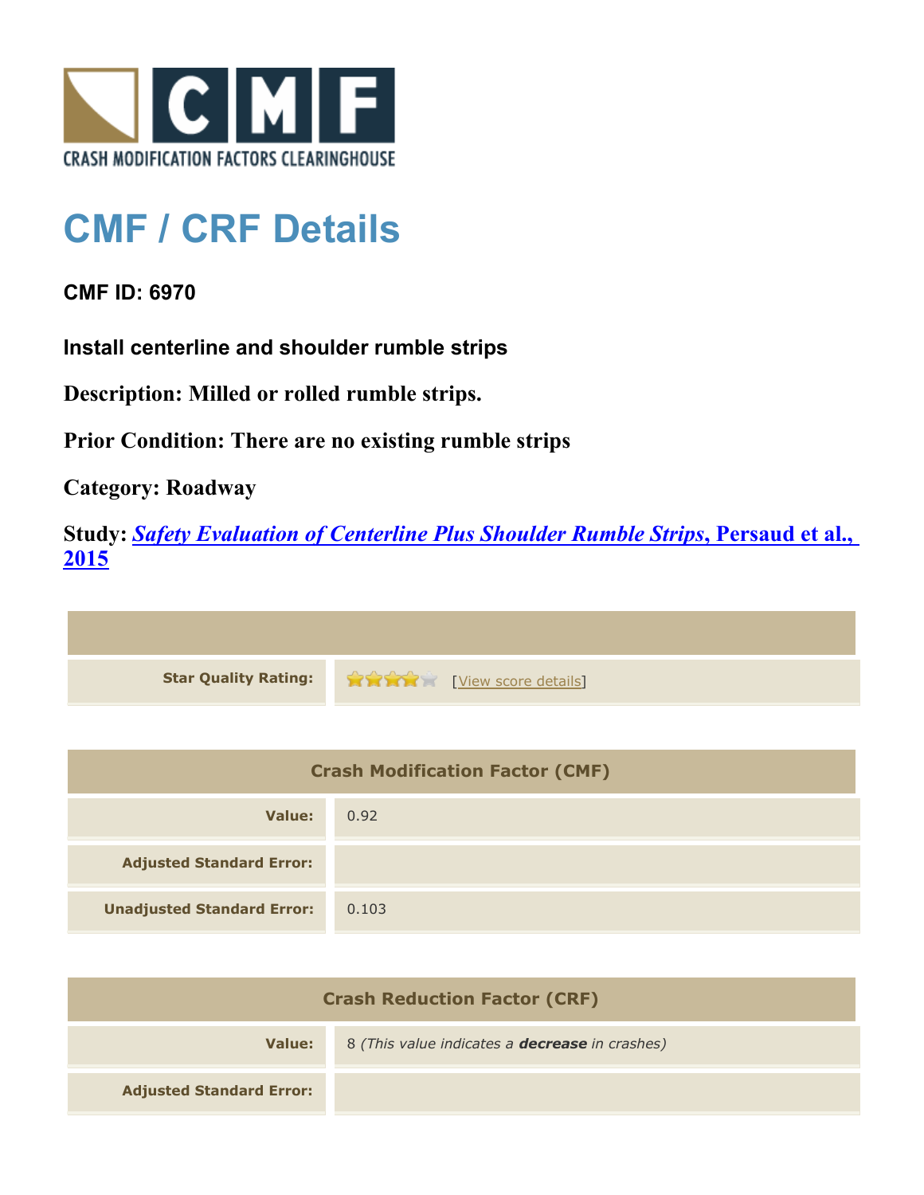CRASH MODIFICATION FACTORS CLEARINGHOUSE

# CMF / CRF Details

**CMF ID: 6970**

**Install centerline and shoulder rumble strips**

**Description: Milled or rolled rumble strips.**

**Prior Condition: There are no existing rumble strips**

**Category: Roadway**

**Study: *Safety Evaluation of Centerline Plus Shoulder Rumble Strips*, Persaud et al., 2015**

| | |
|---|---|
| **Star Quality Rating:** | ★★★★☆ [View score details] |

| Crash Modification Factor (CMF) | |
|---|---|
| **Value:** | 0.92 |
| **Adjusted Standard Error:** | |
| **Unadjusted Standard Error:** | 0.103 |

| Crash Reduction Factor (CRF) | |
|---|---|
| **Value:** | 8 *(This value indicates a **decrease** in crashes)* |
| **Adjusted Standard Error:** | |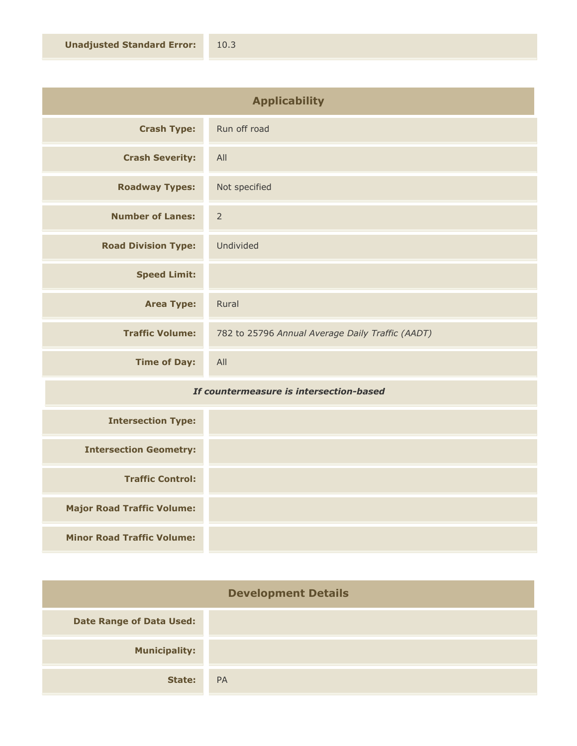| | |
|---|---|
| **Unadjusted Standard Error:** | 10.3 |

## Applicability

| | |
|---|---|
| **Crash Type:** | Run off road |
| **Crash Severity:** | All |
| **Roadway Types:** | Not specified |
| **Number of Lanes:** | 2 |
| **Road Division Type:** | Undivided |
| **Speed Limit:** | |
| **Area Type:** | Rural |
| **Traffic Volume:** | 782 to 25796 *Annual Average Daily Traffic (AADT)* |
| **Time of Day:** | All |

***If countermeasure is intersection-based***

| | |
|---|---|
| **Intersection Type:** | |
| **Intersection Geometry:** | |
| **Traffic Control:** | |
| **Major Road Traffic Volume:** | |
| **Minor Road Traffic Volume:** | |

## Development Details

| | |
|---|---|
| **Date Range of Data Used:** | |
| **Municipality:** | |
| **State:** | PA |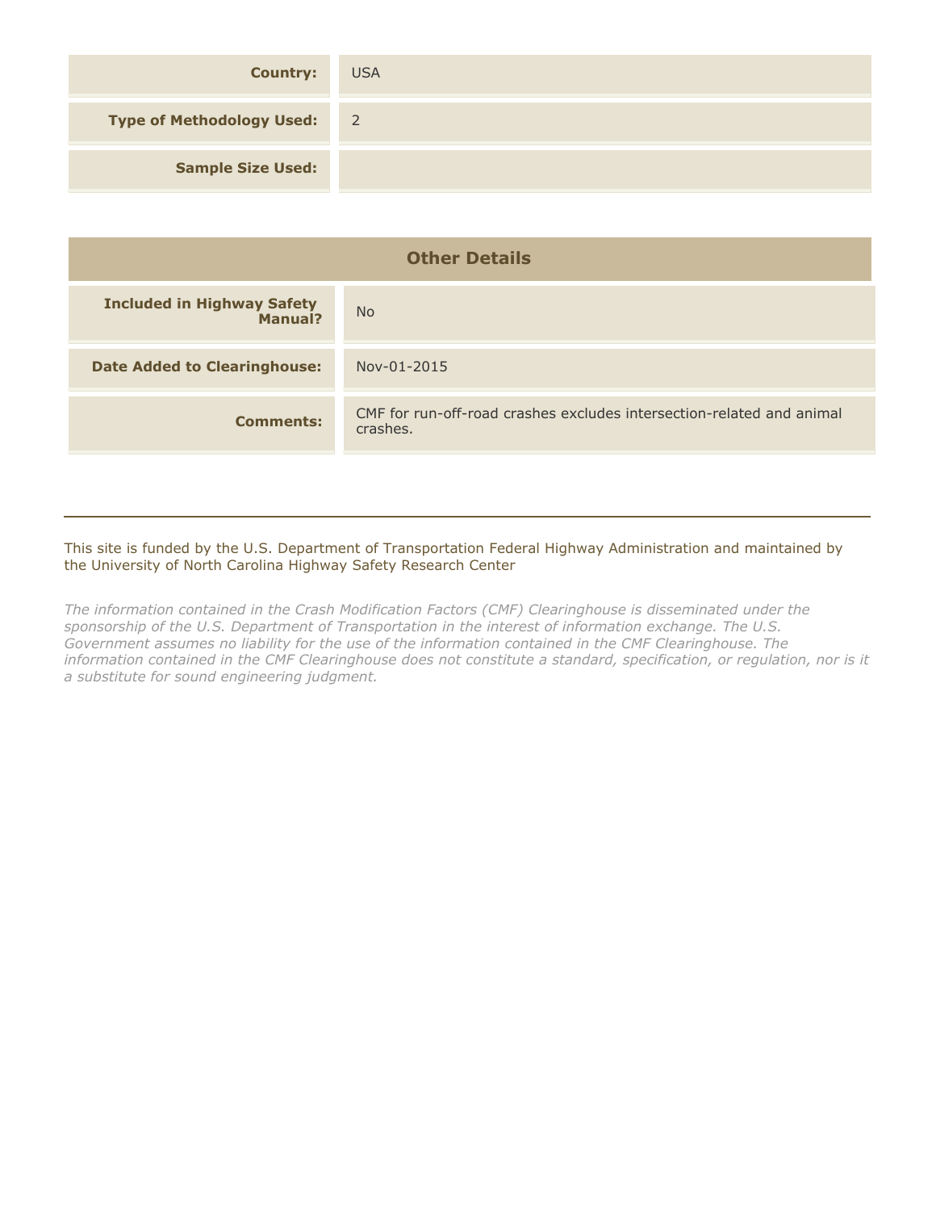| | |
|---|---|
| **Country:** | USA |
| **Type of Methodology Used:** | 2 |
| **Sample Size Used:** | |

## Other Details

| | |
|---|---|
| **Included in Highway Safety Manual?** | No |
| **Date Added to Clearinghouse:** | Nov-01-2015 |
| **Comments:** | CMF for run-off-road crashes excludes intersection-related and animal crashes. |

---

This site is funded by the U.S. Department of Transportation Federal Highway Administration and maintained by the University of North Carolina Highway Safety Research Center

*The information contained in the Crash Modification Factors (CMF) Clearinghouse is disseminated under the sponsorship of the U.S. Department of Transportation in the interest of information exchange. The U.S. Government assumes no liability for the use of the information contained in the CMF Clearinghouse. The information contained in the CMF Clearinghouse does not constitute a standard, specification, or regulation, nor is it a substitute for sound engineering judgment.*